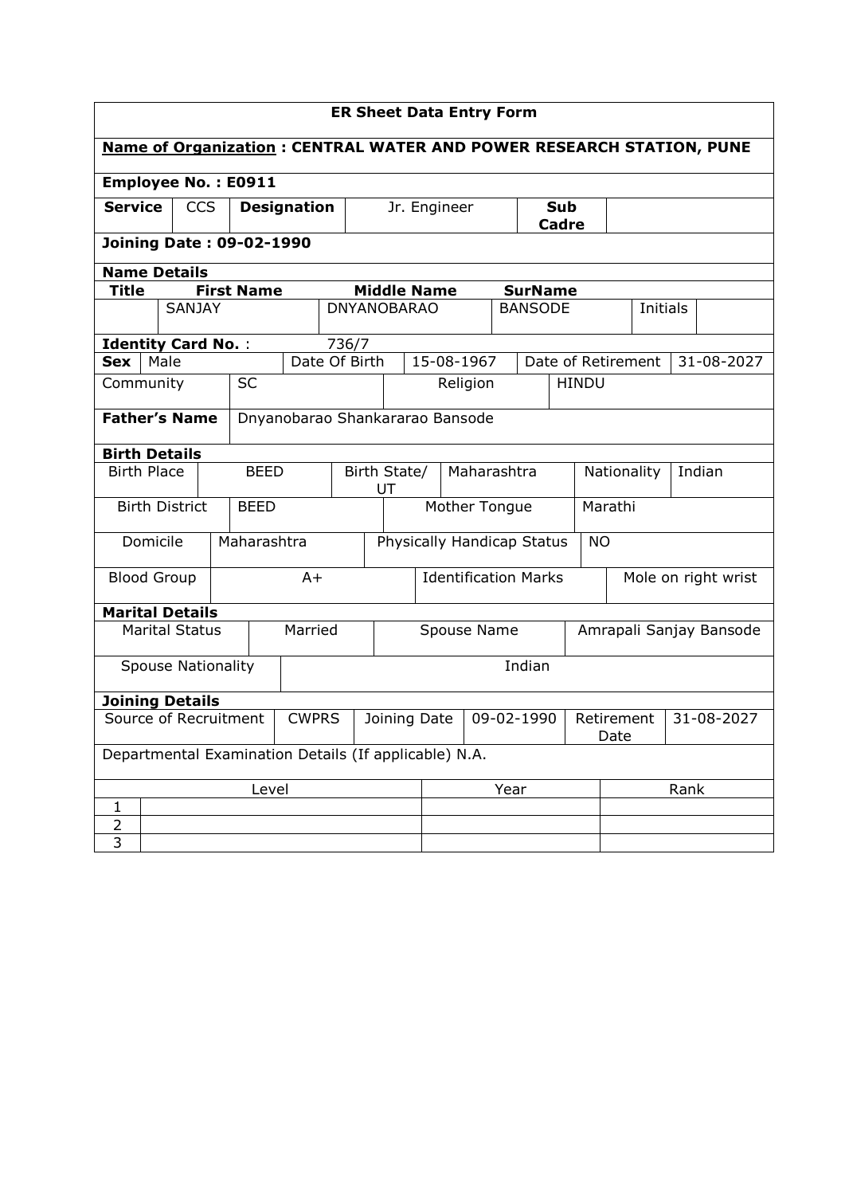## ER Sheet Data Entry Form

**Name of Organization : CENTRAL WATER AND POWER RESEARCH STATION, PUNE**

**Employee No. : E0911**

| **Service** | CCS | **Designation** | Jr. Engineer | **Sub Cadre** | |
|---|---|---|---|---|---|

**Joining Date : 09-02-1990**

**Name Details**

| **Title** | **First Name** | **Middle Name** | **SurName** | | |
|---|---|---|---|---|---|
| | SANJAY | DNYANOBARAO | BANSODE | Initials | |

**Identity Card No.** : 736/7

| **Sex** | Male | Date Of Birth | 15-08-1967 | Date of Retirement | 31-08-2027 |
|---|---|---|---|---|---|
| Community | SC | Religion | HINDU | | |

| **Father's Name** | Dnyanobarao Shankararao Bansode |
|---|---|

**Birth Details**

| Birth Place | BEED | Birth State/ UT | Maharashtra | Nationality | Indian |
|---|---|---|---|---|---|
| Birth District | BEED | Mother Tongue | Marathi | | |
| Domicile | Maharashtra | Physically Handicap Status | NO | | |
| Blood Group | A+ | Identification Marks | Mole on right wrist | | |

**Marital Details**

| Marital Status | Married | Spouse Name | Amrapali Sanjay Bansode |
|---|---|---|---|
| Spouse Nationality | Indian | | |

**Joining Details**

| Source of Recruitment | CWPRS | Joining Date | 09-02-1990 | Retirement Date | 31-08-2027 |
|---|---|---|---|---|---|

Departmental Examination Details (If applicable) N.A.

| | Level | Year | Rank |
|---|---|---|---|
| 1 | | | |
| 2 | | | |
| 3 | | | |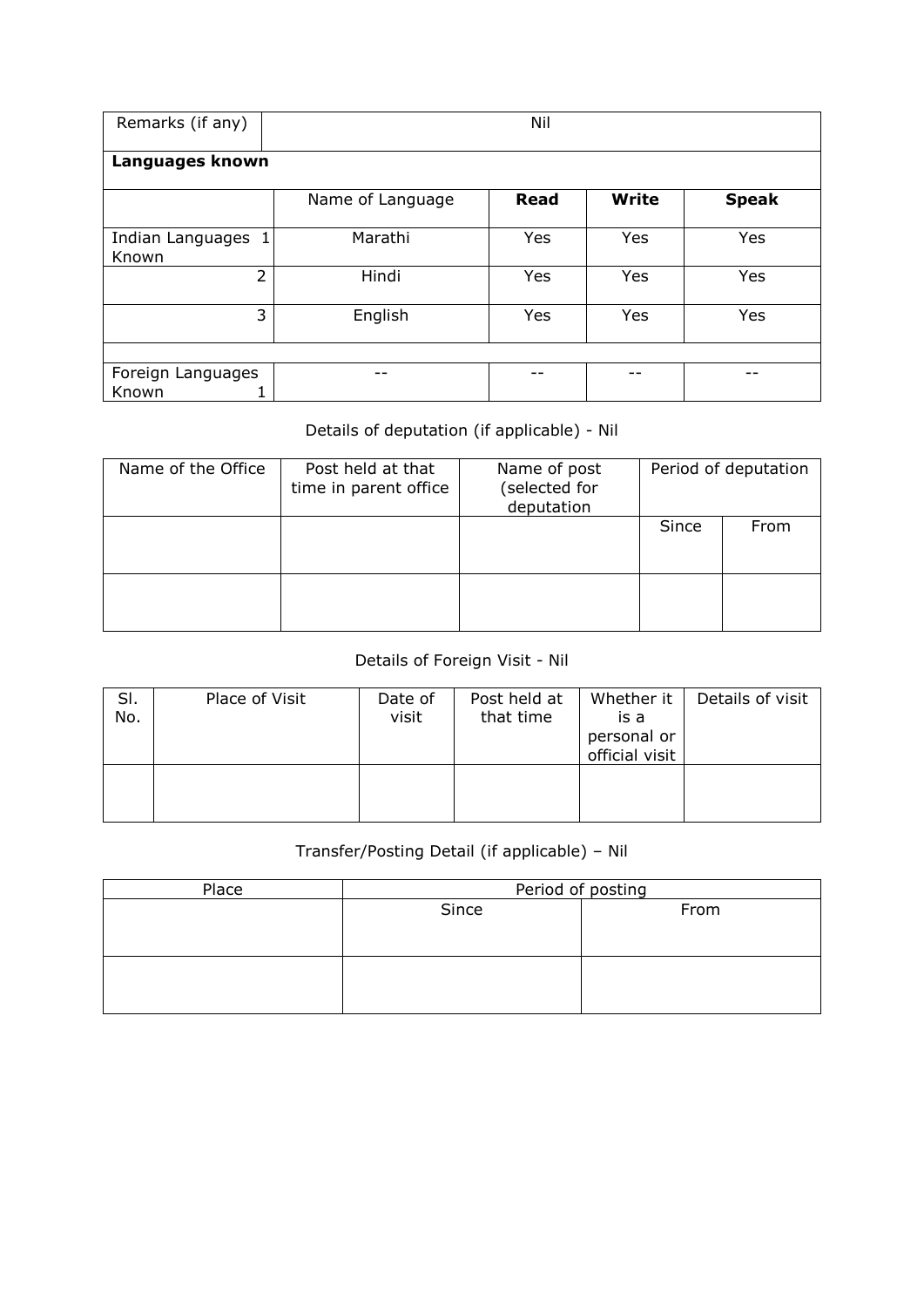| Remarks (if any) | Nil | | | |
|---|---|---|---|---|
| **Languages known** | | | | |
| | Name of Language | **Read** | **Write** | **Speak** |
| Indian Languages Known 1 | Marathi | Yes | Yes | Yes |
| 2 | Hindi | Yes | Yes | Yes |
| 3 | English | Yes | Yes | Yes |
| | | | | |
| Foreign Languages Known 1 | -- | -- | -- | -- |

Details of deputation (if applicable) - Nil

| Name of the Office | Post held at that time in parent office | Name of post (selected for deputation | Period of deputation | |
|---|---|---|---|---|
| | | | Since | From |
| | | | | |

Details of Foreign Visit - Nil

| Sl. No. | Place of Visit | Date of visit | Post held at that time | Whether it is a personal or official visit | Details of visit |
|---|---|---|---|---|---|
| | | | | | |

Transfer/Posting Detail (if applicable) – Nil

| Place | Period of posting | |
|---|---|---|
| | Since | From |
| | | |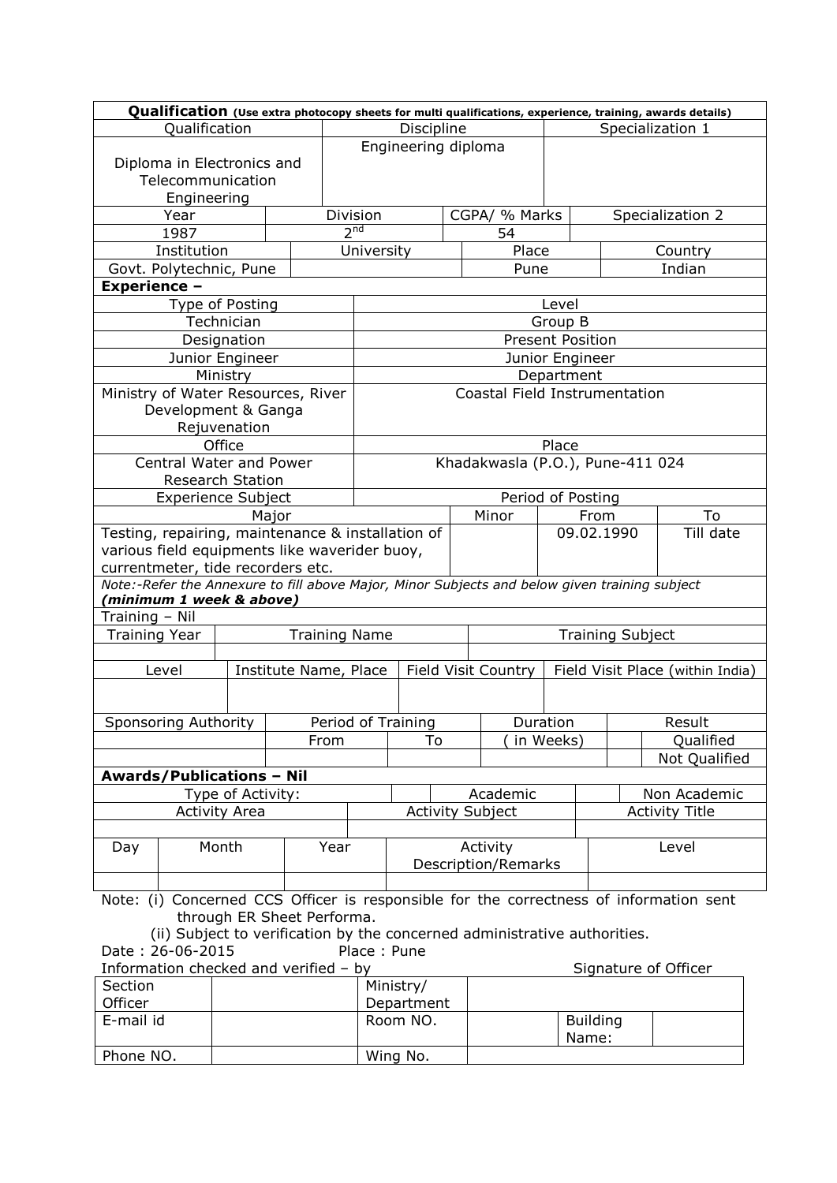**Qualification** (Use extra photocopy sheets for multi qualifications, experience, training, awards details)

| Qualification | Discipline | Specialization 1 |
|---|---|---|
| Diploma in Electronics and Telecommunication Engineering | Engineering diploma | |

| Year | Division | CGPA/ % Marks | Specialization 2 |
|---|---|---|---|
| 1987 | 2nd | 54 | |

| Institution | University | Place | Country |
|---|---|---|---|
| Govt. Polytechnic, Pune | | Pune | Indian |

**Experience –**

| Type of Posting | Level |
|---|---|
| Technician | Group B |
| Designation | Present Position |
| Junior Engineer | Junior Engineer |
| Ministry | Department |
| Ministry of Water Resources, River Development & Ganga Rejuvenation | Coastal Field Instrumentation |
| Office | Place |
| Central Water and Power Research Station | Khadakwasla (P.O.), Pune-411 024 |

| Experience Subject | | Period of Posting | |
|---|---|---|---|
| Major | Minor | From | To |
| Testing, repairing, maintenance & installation of various field equipments like waverider buoy, currentmeter, tide recorders etc. | | 09.02.1990 | Till date |

*Note:-Refer the Annexure to fill above Major, Minor Subjects and below given training subject* ***(minimum 1 week & above)***

Training – Nil

| Training Year | Training Name | Training Subject |
|---|---|---|
| | | |

| Level | Institute Name, Place | Field Visit Country | Field Visit Place (within India) |
|---|---|---|---|
| | | | |

| Sponsoring Authority | Period of Training | | Duration | Result | |
|---|---|---|---|---|---|
| | From | To | ( in Weeks) | | Qualified |
| | | | | | Not Qualified |

**Awards/Publications – Nil**

| Type of Activity: | | Academic | | Non Academic |
|---|---|---|---|---|
| Activity Area | Activity Subject | | Activity Title | |
| | | | | |

| Day | Month | Year | Activity Description/Remarks | Level |
|---|---|---|---|---|
| | | | | |

Note: (i) Concerned CCS Officer is responsible for the correctness of information sent through ER Sheet Performa.

(ii) Subject to verification by the concerned administrative authorities.

Date : 26-06-2015 Place : Pune

Information checked and verified – by Signature of Officer

| | | | | | |
|---|---|---|---|---|---|
| Section Officer | | Ministry/ Department | | | |
| E-mail id | | Room NO. | | Building Name: | |
| Phone NO. | | Wing No. | | | |